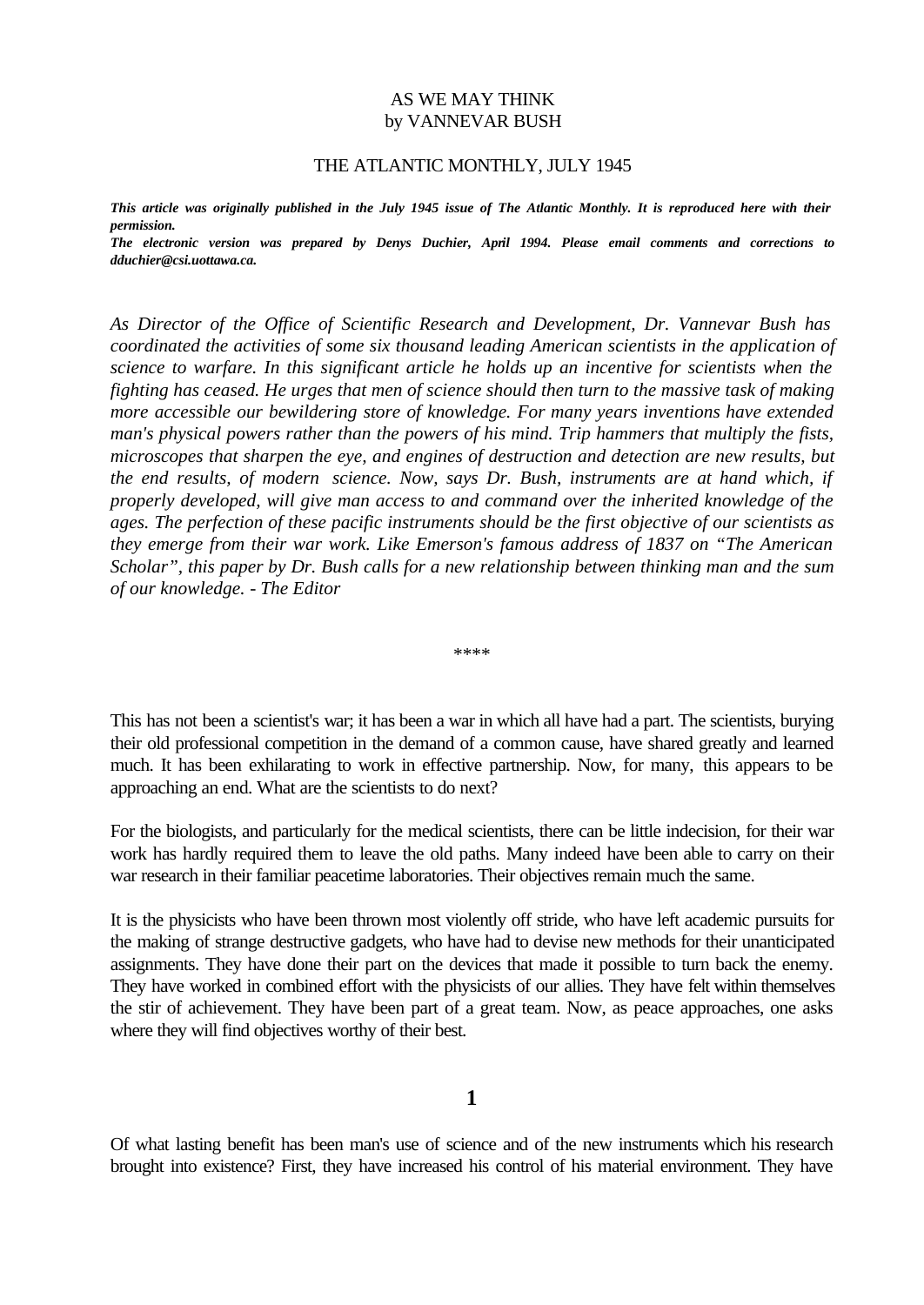# AS WE MAY THINK
by VANNEVAR BUSH

THE ATLANTIC MONTHLY, JULY 1945

***This article was originally published in the July 1945 issue of The Atlantic Monthly. It is reproduced here with their permission.***
***The electronic version was prepared by Denys Duchier, April 1994. Please email comments and corrections to dduchier@csi.uottawa.ca.***

*As Director of the Office of Scientific Research and Development, Dr. Vannevar Bush has coordinated the activities of some six thousand leading American scientists in the application of science to warfare. In this significant article he holds up an incentive for scientists when the fighting has ceased. He urges that men of science should then turn to the massive task of making more accessible our bewildering store of knowledge. For many years inventions have extended man's physical powers rather than the powers of his mind. Trip hammers that multiply the fists, microscopes that sharpen the eye, and engines of destruction and detection are new results, but the end results, of modern science. Now, says Dr. Bush, instruments are at hand which, if properly developed, will give man access to and command over the inherited knowledge of the ages. The perfection of these pacific instruments should be the first objective of our scientists as they emerge from their war work. Like Emerson's famous address of 1837 on "The American Scholar", this paper by Dr. Bush calls for a new relationship between thinking man and the sum of our knowledge. - The Editor*

****

This has not been a scientist's war; it has been a war in which all have had a part. The scientists, burying their old professional competition in the demand of a common cause, have shared greatly and learned much. It has been exhilarating to work in effective partnership. Now, for many, this appears to be approaching an end. What are the scientists to do next?

For the biologists, and particularly for the medical scientists, there can be little indecision, for their war work has hardly required them to leave the old paths. Many indeed have been able to carry on their war research in their familiar peacetime laboratories. Their objectives remain much the same.

It is the physicists who have been thrown most violently off stride, who have left academic pursuits for the making of strange destructive gadgets, who have had to devise new methods for their unanticipated assignments. They have done their part on the devices that made it possible to turn back the enemy. They have worked in combined effort with the physicists of our allies. They have felt within themselves the stir of achievement. They have been part of a great team. Now, as peace approaches, one asks where they will find objectives worthy of their best.

## 1

Of what lasting benefit has been man's use of science and of the new instruments which his research brought into existence? First, they have increased his control of his material environment. They have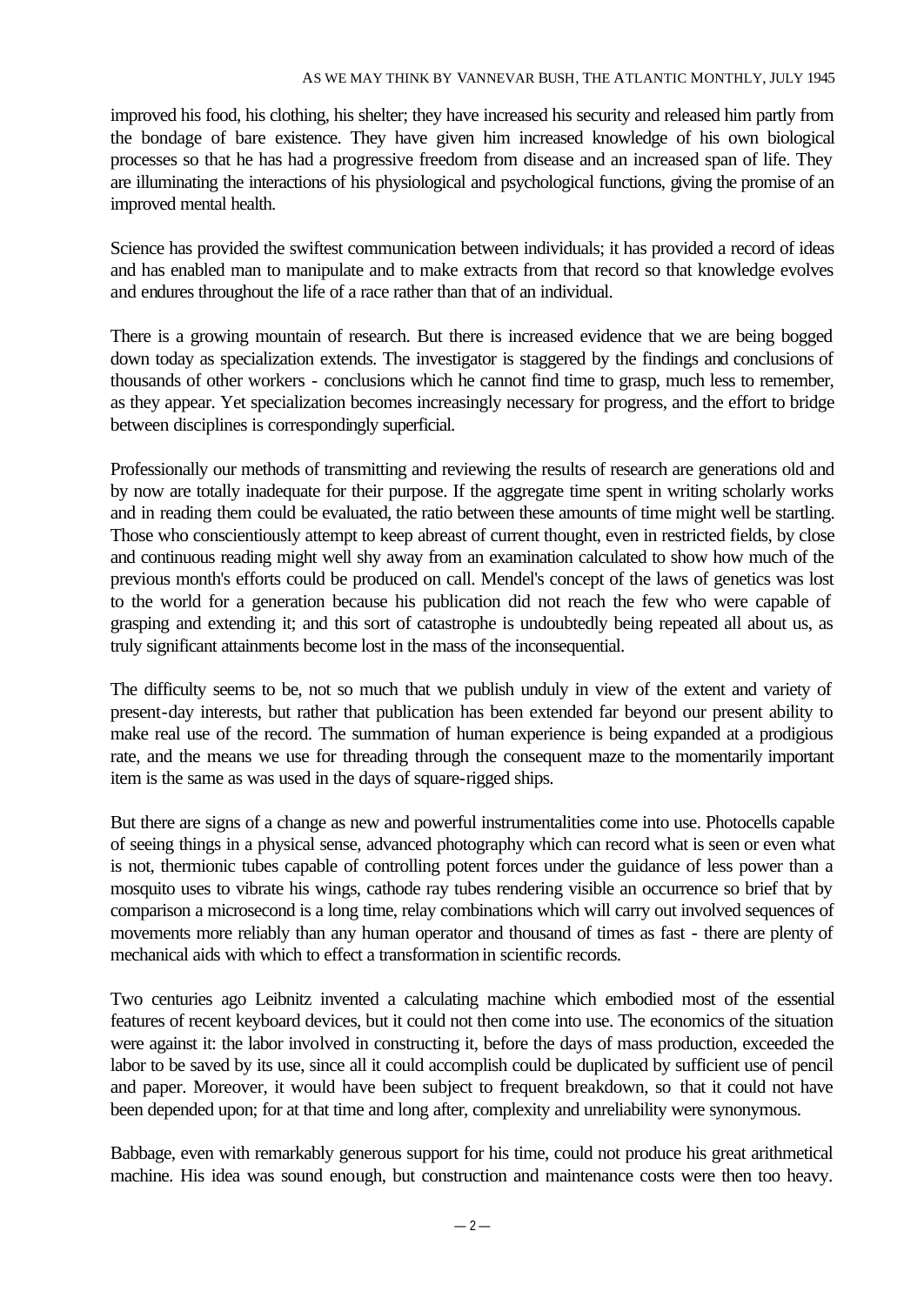improved his food, his clothing, his shelter; they have increased his security and released him partly from the bondage of bare existence. They have given him increased knowledge of his own biological processes so that he has had a progressive freedom from disease and an increased span of life. They are illuminating the interactions of his physiological and psychological functions, giving the promise of an improved mental health.

Science has provided the swiftest communication between individuals; it has provided a record of ideas and has enabled man to manipulate and to make extracts from that record so that knowledge evolves and endures throughout the life of a race rather than that of an individual.

There is a growing mountain of research. But there is increased evidence that we are being bogged down today as specialization extends. The investigator is staggered by the findings and conclusions of thousands of other workers - conclusions which he cannot find time to grasp, much less to remember, as they appear. Yet specialization becomes increasingly necessary for progress, and the effort to bridge between disciplines is correspondingly superficial.

Professionally our methods of transmitting and reviewing the results of research are generations old and by now are totally inadequate for their purpose. If the aggregate time spent in writing scholarly works and in reading them could be evaluated, the ratio between these amounts of time might well be startling. Those who conscientiously attempt to keep abreast of current thought, even in restricted fields, by close and continuous reading might well shy away from an examination calculated to show how much of the previous month's efforts could be produced on call. Mendel's concept of the laws of genetics was lost to the world for a generation because his publication did not reach the few who were capable of grasping and extending it; and this sort of catastrophe is undoubtedly being repeated all about us, as truly significant attainments become lost in the mass of the inconsequential.

The difficulty seems to be, not so much that we publish unduly in view of the extent and variety of present-day interests, but rather that publication has been extended far beyond our present ability to make real use of the record. The summation of human experience is being expanded at a prodigious rate, and the means we use for threading through the consequent maze to the momentarily important item is the same as was used in the days of square-rigged ships.

But there are signs of a change as new and powerful instrumentalities come into use. Photocells capable of seeing things in a physical sense, advanced photography which can record what is seen or even what is not, thermionic tubes capable of controlling potent forces under the guidance of less power than a mosquito uses to vibrate his wings, cathode ray tubes rendering visible an occurrence so brief that by comparison a microsecond is a long time, relay combinations which will carry out involved sequences of movements more reliably than any human operator and thousand of times as fast - there are plenty of mechanical aids with which to effect a transformation in scientific records.

Two centuries ago Leibnitz invented a calculating machine which embodied most of the essential features of recent keyboard devices, but it could not then come into use. The economics of the situation were against it: the labor involved in constructing it, before the days of mass production, exceeded the labor to be saved by its use, since all it could accomplish could be duplicated by sufficient use of pencil and paper. Moreover, it would have been subject to frequent breakdown, so that it could not have been depended upon; for at that time and long after, complexity and unreliability were synonymous.

Babbage, even with remarkably generous support for his time, could not produce his great arithmetical machine. His idea was sound enough, but construction and maintenance costs were then too heavy.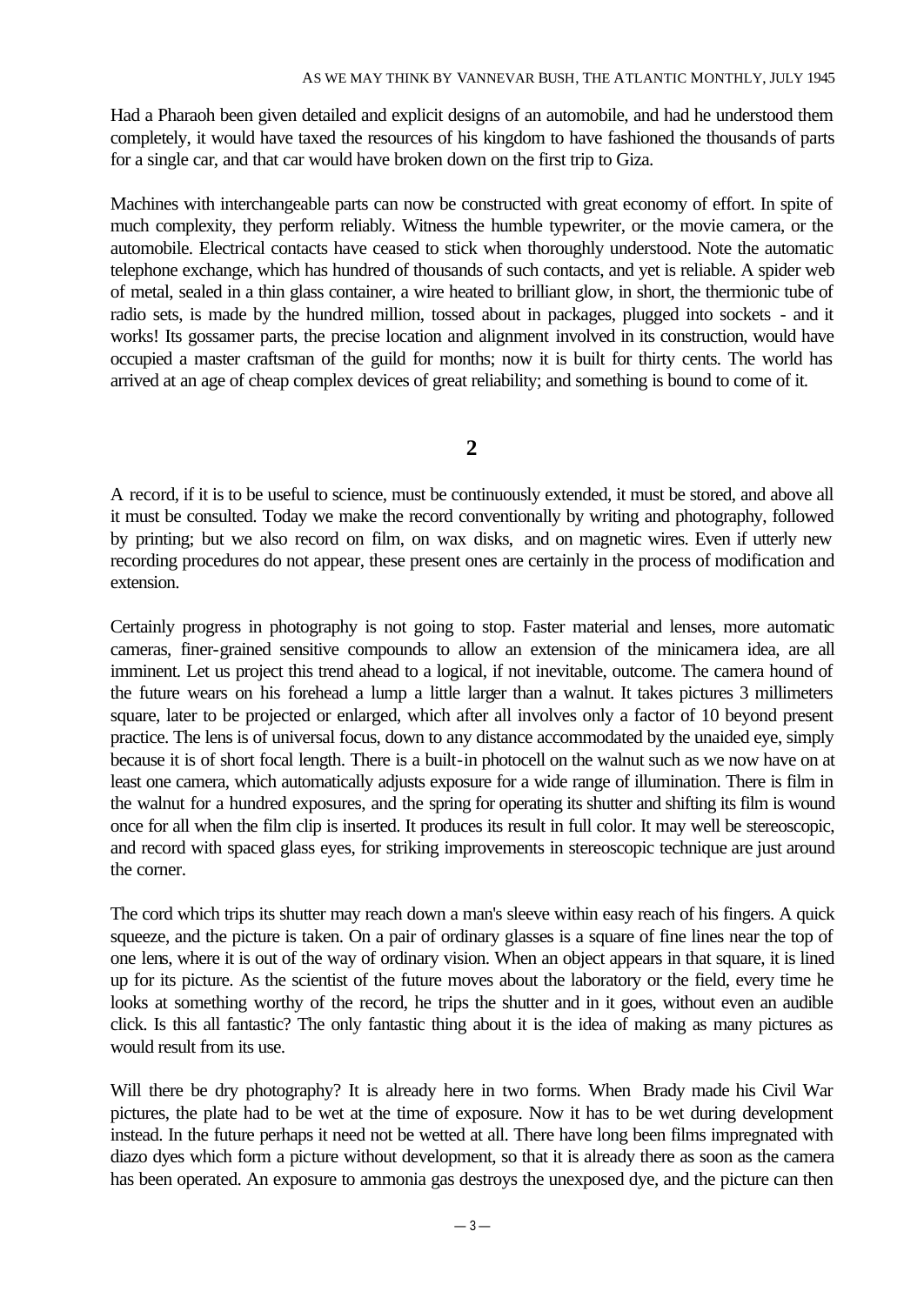Had a Pharaoh been given detailed and explicit designs of an automobile, and had he understood them completely, it would have taxed the resources of his kingdom to have fashioned the thousands of parts for a single car, and that car would have broken down on the first trip to Giza.

Machines with interchangeable parts can now be constructed with great economy of effort. In spite of much complexity, they perform reliably. Witness the humble typewriter, or the movie camera, or the automobile. Electrical contacts have ceased to stick when thoroughly understood. Note the automatic telephone exchange, which has hundred of thousands of such contacts, and yet is reliable. A spider web of metal, sealed in a thin glass container, a wire heated to brilliant glow, in short, the thermionic tube of radio sets, is made by the hundred million, tossed about in packages, plugged into sockets - and it works! Its gossamer parts, the precise location and alignment involved in its construction, would have occupied a master craftsman of the guild for months; now it is built for thirty cents. The world has arrived at an age of cheap complex devices of great reliability; and something is bound to come of it.

## 2

A record, if it is to be useful to science, must be continuously extended, it must be stored, and above all it must be consulted. Today we make the record conventionally by writing and photography, followed by printing; but we also record on film, on wax disks, and on magnetic wires. Even if utterly new recording procedures do not appear, these present ones are certainly in the process of modification and extension.

Certainly progress in photography is not going to stop. Faster material and lenses, more automatic cameras, finer-grained sensitive compounds to allow an extension of the minicamera idea, are all imminent. Let us project this trend ahead to a logical, if not inevitable, outcome. The camera hound of the future wears on his forehead a lump a little larger than a walnut. It takes pictures 3 millimeters square, later to be projected or enlarged, which after all involves only a factor of 10 beyond present practice. The lens is of universal focus, down to any distance accommodated by the unaided eye, simply because it is of short focal length. There is a built-in photocell on the walnut such as we now have on at least one camera, which automatically adjusts exposure for a wide range of illumination. There is film in the walnut for a hundred exposures, and the spring for operating its shutter and shifting its film is wound once for all when the film clip is inserted. It produces its result in full color. It may well be stereoscopic, and record with spaced glass eyes, for striking improvements in stereoscopic technique are just around the corner.

The cord which trips its shutter may reach down a man's sleeve within easy reach of his fingers. A quick squeeze, and the picture is taken. On a pair of ordinary glasses is a square of fine lines near the top of one lens, where it is out of the way of ordinary vision. When an object appears in that square, it is lined up for its picture. As the scientist of the future moves about the laboratory or the field, every time he looks at something worthy of the record, he trips the shutter and in it goes, without even an audible click. Is this all fantastic? The only fantastic thing about it is the idea of making as many pictures as would result from its use.

Will there be dry photography? It is already here in two forms. When Brady made his Civil War pictures, the plate had to be wet at the time of exposure. Now it has to be wet during development instead. In the future perhaps it need not be wetted at all. There have long been films impregnated with diazo dyes which form a picture without development, so that it is already there as soon as the camera has been operated. An exposure to ammonia gas destroys the unexposed dye, and the picture can then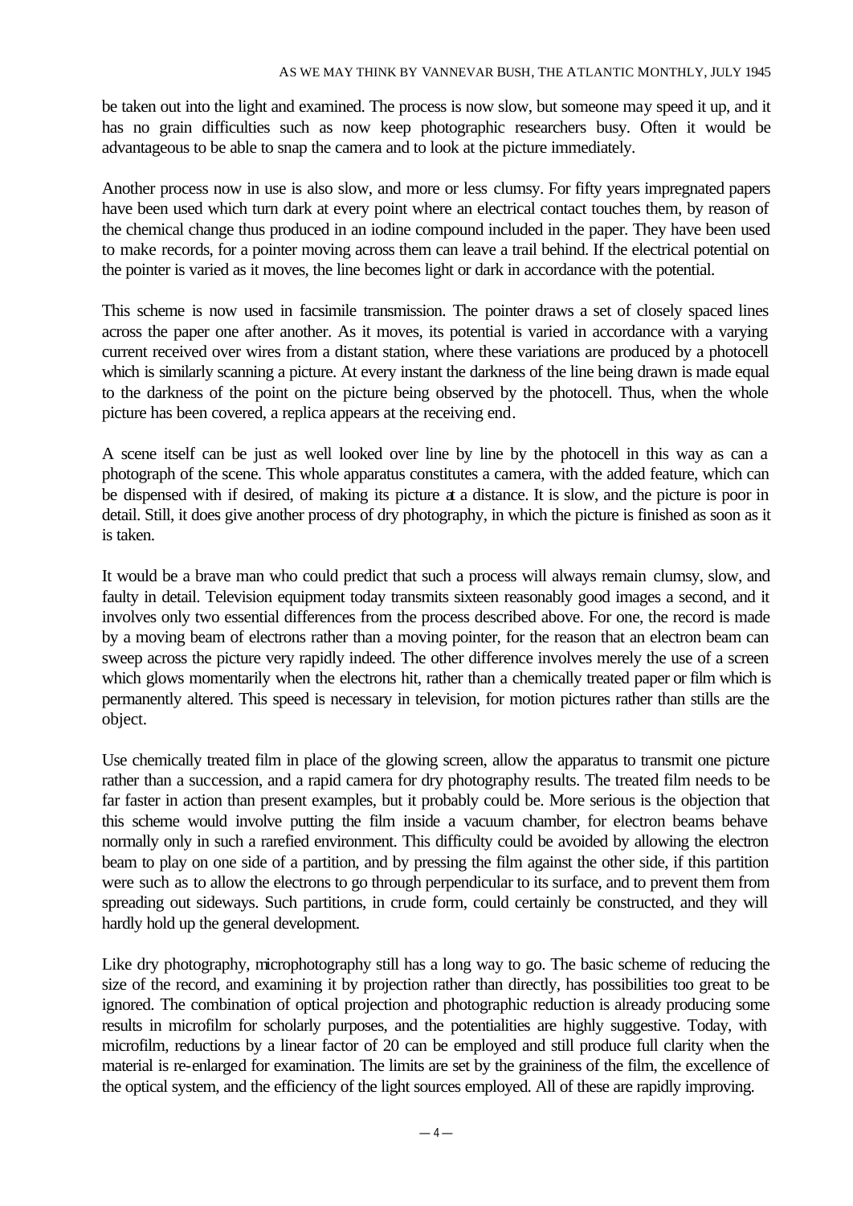be taken out into the light and examined. The process is now slow, but someone may speed it up, and it has no grain difficulties such as now keep photographic researchers busy. Often it would be advantageous to be able to snap the camera and to look at the picture immediately.

Another process now in use is also slow, and more or less clumsy. For fifty years impregnated papers have been used which turn dark at every point where an electrical contact touches them, by reason of the chemical change thus produced in an iodine compound included in the paper. They have been used to make records, for a pointer moving across them can leave a trail behind. If the electrical potential on the pointer is varied as it moves, the line becomes light or dark in accordance with the potential.

This scheme is now used in facsimile transmission. The pointer draws a set of closely spaced lines across the paper one after another. As it moves, its potential is varied in accordance with a varying current received over wires from a distant station, where these variations are produced by a photocell which is similarly scanning a picture. At every instant the darkness of the line being drawn is made equal to the darkness of the point on the picture being observed by the photocell. Thus, when the whole picture has been covered, a replica appears at the receiving end.

A scene itself can be just as well looked over line by line by the photocell in this way as can a photograph of the scene. This whole apparatus constitutes a camera, with the added feature, which can be dispensed with if desired, of making its picture at a distance. It is slow, and the picture is poor in detail. Still, it does give another process of dry photography, in which the picture is finished as soon as it is taken.

It would be a brave man who could predict that such a process will always remain clumsy, slow, and faulty in detail. Television equipment today transmits sixteen reasonably good images a second, and it involves only two essential differences from the process described above. For one, the record is made by a moving beam of electrons rather than a moving pointer, for the reason that an electron beam can sweep across the picture very rapidly indeed. The other difference involves merely the use of a screen which glows momentarily when the electrons hit, rather than a chemically treated paper or film which is permanently altered. This speed is necessary in television, for motion pictures rather than stills are the object.

Use chemically treated film in place of the glowing screen, allow the apparatus to transmit one picture rather than a succession, and a rapid camera for dry photography results. The treated film needs to be far faster in action than present examples, but it probably could be. More serious is the objection that this scheme would involve putting the film inside a vacuum chamber, for electron beams behave normally only in such a rarefied environment. This difficulty could be avoided by allowing the electron beam to play on one side of a partition, and by pressing the film against the other side, if this partition were such as to allow the electrons to go through perpendicular to its surface, and to prevent them from spreading out sideways. Such partitions, in crude form, could certainly be constructed, and they will hardly hold up the general development.

Like dry photography, microphotography still has a long way to go. The basic scheme of reducing the size of the record, and examining it by projection rather than directly, has possibilities too great to be ignored. The combination of optical projection and photographic reduction is already producing some results in microfilm for scholarly purposes, and the potentialities are highly suggestive. Today, with microfilm, reductions by a linear factor of 20 can be employed and still produce full clarity when the material is re-enlarged for examination. The limits are set by the graininess of the film, the excellence of the optical system, and the efficiency of the light sources employed. All of these are rapidly improving.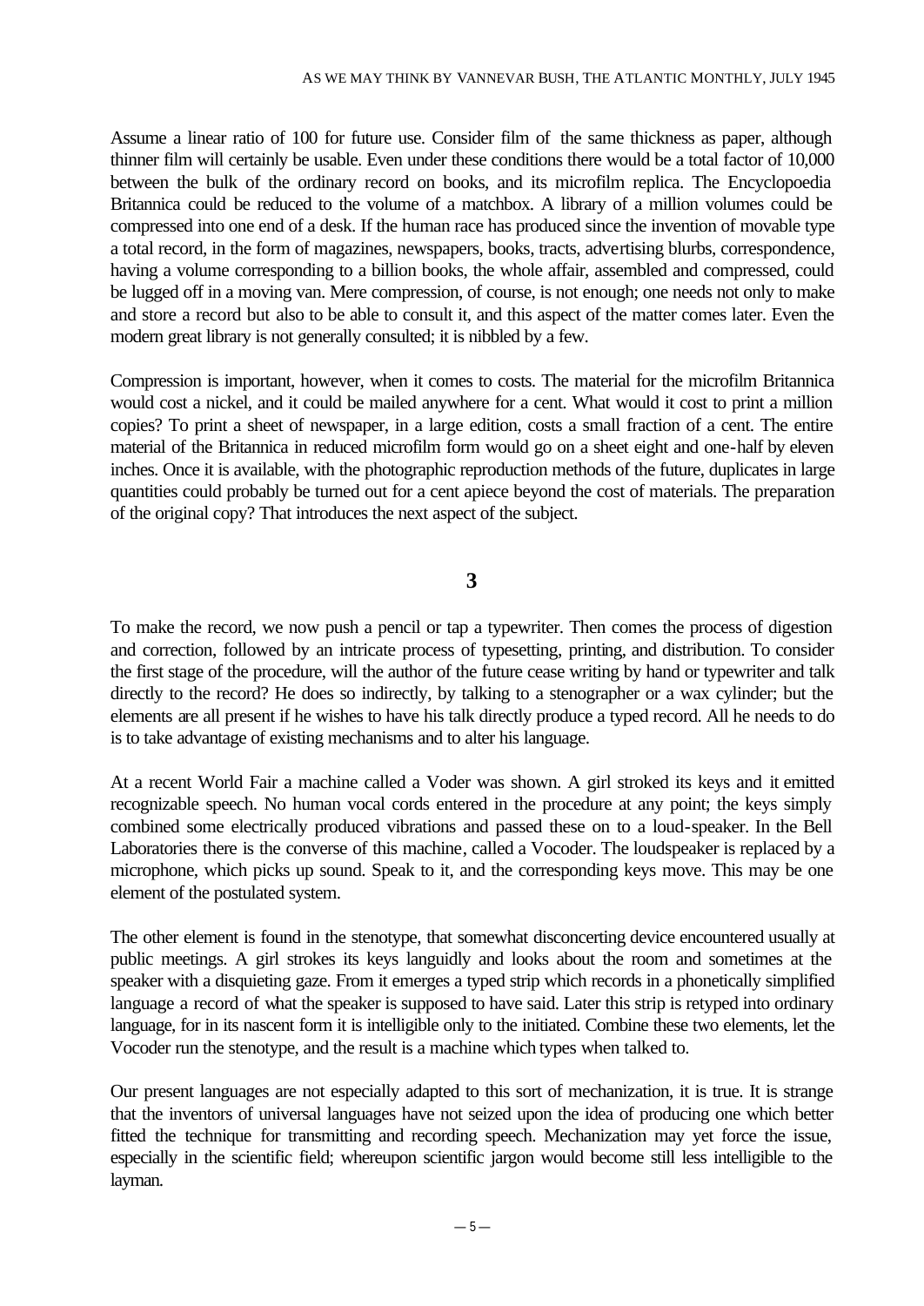Assume a linear ratio of 100 for future use. Consider film of the same thickness as paper, although thinner film will certainly be usable. Even under these conditions there would be a total factor of 10,000 between the bulk of the ordinary record on books, and its microfilm replica. The Encyclopoedia Britannica could be reduced to the volume of a matchbox. A library of a million volumes could be compressed into one end of a desk. If the human race has produced since the invention of movable type a total record, in the form of magazines, newspapers, books, tracts, advertising blurbs, correspondence, having a volume corresponding to a billion books, the whole affair, assembled and compressed, could be lugged off in a moving van. Mere compression, of course, is not enough; one needs not only to make and store a record but also to be able to consult it, and this aspect of the matter comes later. Even the modern great library is not generally consulted; it is nibbled by a few.

Compression is important, however, when it comes to costs. The material for the microfilm Britannica would cost a nickel, and it could be mailed anywhere for a cent. What would it cost to print a million copies? To print a sheet of newspaper, in a large edition, costs a small fraction of a cent. The entire material of the Britannica in reduced microfilm form would go on a sheet eight and one-half by eleven inches. Once it is available, with the photographic reproduction methods of the future, duplicates in large quantities could probably be turned out for a cent apiece beyond the cost of materials. The preparation of the original copy? That introduces the next aspect of the subject.

## 3

To make the record, we now push a pencil or tap a typewriter. Then comes the process of digestion and correction, followed by an intricate process of typesetting, printing, and distribution. To consider the first stage of the procedure, will the author of the future cease writing by hand or typewriter and talk directly to the record? He does so indirectly, by talking to a stenographer or a wax cylinder; but the elements are all present if he wishes to have his talk directly produce a typed record. All he needs to do is to take advantage of existing mechanisms and to alter his language.

At a recent World Fair a machine called a Voder was shown. A girl stroked its keys and it emitted recognizable speech. No human vocal cords entered in the procedure at any point; the keys simply combined some electrically produced vibrations and passed these on to a loud-speaker. In the Bell Laboratories there is the converse of this machine, called a Vocoder. The loudspeaker is replaced by a microphone, which picks up sound. Speak to it, and the corresponding keys move. This may be one element of the postulated system.

The other element is found in the stenotype, that somewhat disconcerting device encountered usually at public meetings. A girl strokes its keys languidly and looks about the room and sometimes at the speaker with a disquieting gaze. From it emerges a typed strip which records in a phonetically simplified language a record of what the speaker is supposed to have said. Later this strip is retyped into ordinary language, for in its nascent form it is intelligible only to the initiated. Combine these two elements, let the Vocoder run the stenotype, and the result is a machine which types when talked to.

Our present languages are not especially adapted to this sort of mechanization, it is true. It is strange that the inventors of universal languages have not seized upon the idea of producing one which better fitted the technique for transmitting and recording speech. Mechanization may yet force the issue, especially in the scientific field; whereupon scientific jargon would become still less intelligible to the layman.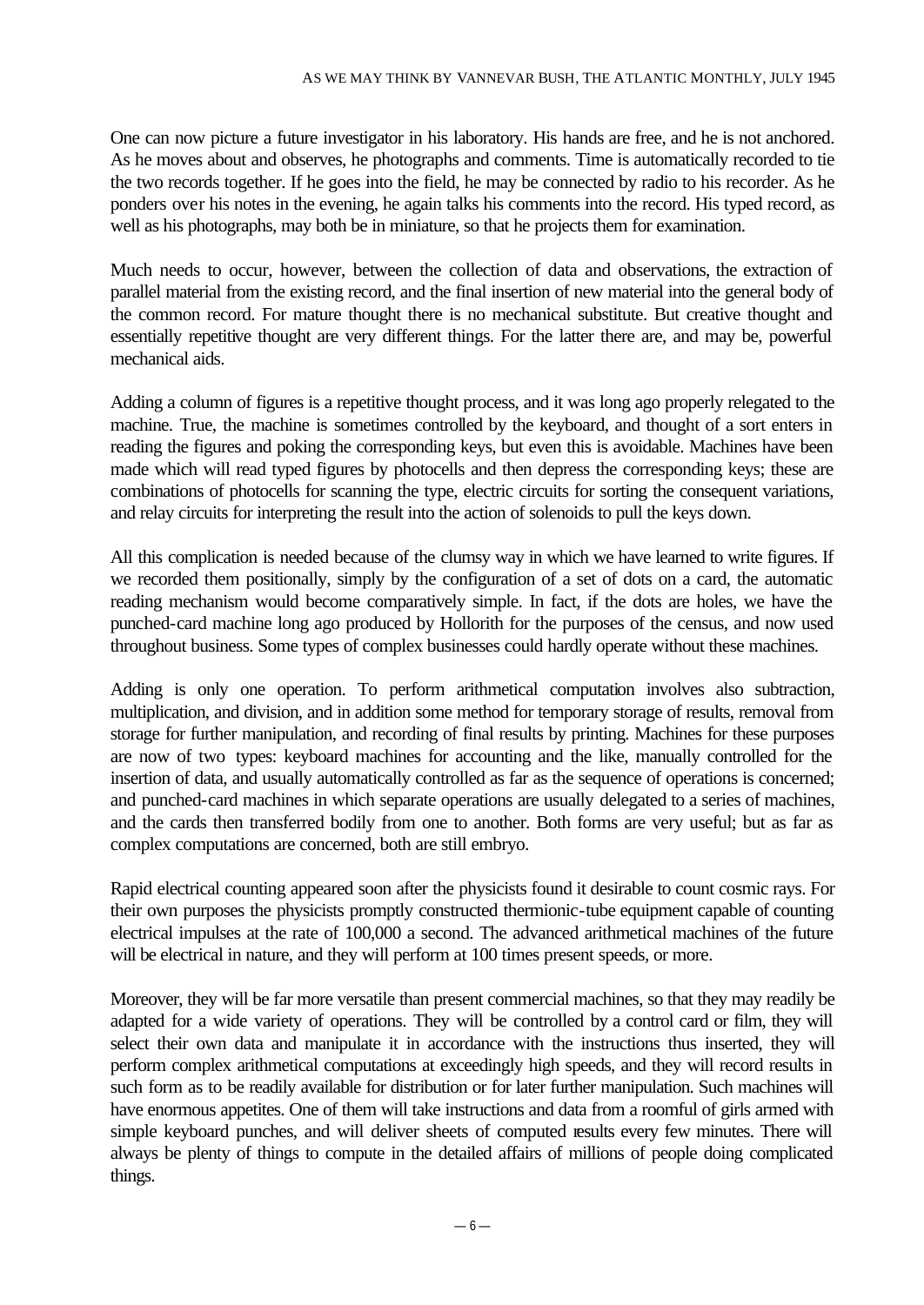One can now picture a future investigator in his laboratory. His hands are free, and he is not anchored. As he moves about and observes, he photographs and comments. Time is automatically recorded to tie the two records together. If he goes into the field, he may be connected by radio to his recorder. As he ponders over his notes in the evening, he again talks his comments into the record. His typed record, as well as his photographs, may both be in miniature, so that he projects them for examination.

Much needs to occur, however, between the collection of data and observations, the extraction of parallel material from the existing record, and the final insertion of new material into the general body of the common record. For mature thought there is no mechanical substitute. But creative thought and essentially repetitive thought are very different things. For the latter there are, and may be, powerful mechanical aids.

Adding a column of figures is a repetitive thought process, and it was long ago properly relegated to the machine. True, the machine is sometimes controlled by the keyboard, and thought of a sort enters in reading the figures and poking the corresponding keys, but even this is avoidable. Machines have been made which will read typed figures by photocells and then depress the corresponding keys; these are combinations of photocells for scanning the type, electric circuits for sorting the consequent variations, and relay circuits for interpreting the result into the action of solenoids to pull the keys down.

All this complication is needed because of the clumsy way in which we have learned to write figures. If we recorded them positionally, simply by the configuration of a set of dots on a card, the automatic reading mechanism would become comparatively simple. In fact, if the dots are holes, we have the punched-card machine long ago produced by Hollorith for the purposes of the census, and now used throughout business. Some types of complex businesses could hardly operate without these machines.

Adding is only one operation. To perform arithmetical computation involves also subtraction, multiplication, and division, and in addition some method for temporary storage of results, removal from storage for further manipulation, and recording of final results by printing. Machines for these purposes are now of two types: keyboard machines for accounting and the like, manually controlled for the insertion of data, and usually automatically controlled as far as the sequence of operations is concerned; and punched-card machines in which separate operations are usually delegated to a series of machines, and the cards then transferred bodily from one to another. Both forms are very useful; but as far as complex computations are concerned, both are still embryo.

Rapid electrical counting appeared soon after the physicists found it desirable to count cosmic rays. For their own purposes the physicists promptly constructed thermionic-tube equipment capable of counting electrical impulses at the rate of 100,000 a second. The advanced arithmetical machines of the future will be electrical in nature, and they will perform at 100 times present speeds, or more.

Moreover, they will be far more versatile than present commercial machines, so that they may readily be adapted for a wide variety of operations. They will be controlled by a control card or film, they will select their own data and manipulate it in accordance with the instructions thus inserted, they will perform complex arithmetical computations at exceedingly high speeds, and they will record results in such form as to be readily available for distribution or for later further manipulation. Such machines will have enormous appetites. One of them will take instructions and data from a roomful of girls armed with simple keyboard punches, and will deliver sheets of computed results every few minutes. There will always be plenty of things to compute in the detailed affairs of millions of people doing complicated things.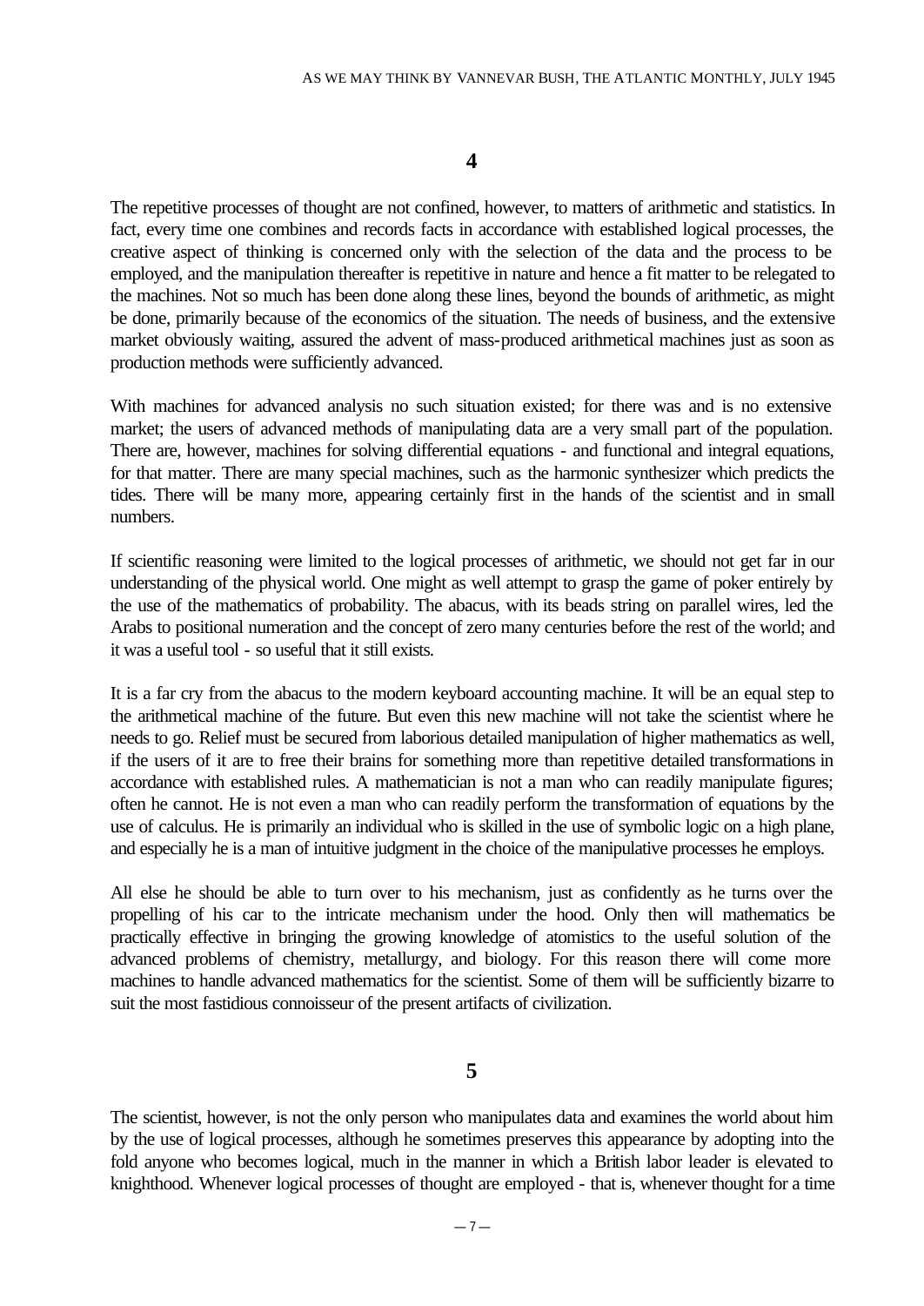## 4

The repetitive processes of thought are not confined, however, to matters of arithmetic and statistics. In fact, every time one combines and records facts in accordance with established logical processes, the creative aspect of thinking is concerned only with the selection of the data and the process to be employed, and the manipulation thereafter is repetitive in nature and hence a fit matter to be relegated to the machines. Not so much has been done along these lines, beyond the bounds of arithmetic, as might be done, primarily because of the economics of the situation. The needs of business, and the extensive market obviously waiting, assured the advent of mass-produced arithmetical machines just as soon as production methods were sufficiently advanced.

With machines for advanced analysis no such situation existed; for there was and is no extensive market; the users of advanced methods of manipulating data are a very small part of the population. There are, however, machines for solving differential equations - and functional and integral equations, for that matter. There are many special machines, such as the harmonic synthesizer which predicts the tides. There will be many more, appearing certainly first in the hands of the scientist and in small numbers.

If scientific reasoning were limited to the logical processes of arithmetic, we should not get far in our understanding of the physical world. One might as well attempt to grasp the game of poker entirely by the use of the mathematics of probability. The abacus, with its beads string on parallel wires, led the Arabs to positional numeration and the concept of zero many centuries before the rest of the world; and it was a useful tool - so useful that it still exists.

It is a far cry from the abacus to the modern keyboard accounting machine. It will be an equal step to the arithmetical machine of the future. But even this new machine will not take the scientist where he needs to go. Relief must be secured from laborious detailed manipulation of higher mathematics as well, if the users of it are to free their brains for something more than repetitive detailed transformations in accordance with established rules. A mathematician is not a man who can readily manipulate figures; often he cannot. He is not even a man who can readily perform the transformation of equations by the use of calculus. He is primarily an individual who is skilled in the use of symbolic logic on a high plane, and especially he is a man of intuitive judgment in the choice of the manipulative processes he employs.

All else he should be able to turn over to his mechanism, just as confidently as he turns over the propelling of his car to the intricate mechanism under the hood. Only then will mathematics be practically effective in bringing the growing knowledge of atomistics to the useful solution of the advanced problems of chemistry, metallurgy, and biology. For this reason there will come more machines to handle advanced mathematics for the scientist. Some of them will be sufficiently bizarre to suit the most fastidious connoisseur of the present artifacts of civilization.

## 5

The scientist, however, is not the only person who manipulates data and examines the world about him by the use of logical processes, although he sometimes preserves this appearance by adopting into the fold anyone who becomes logical, much in the manner in which a British labor leader is elevated to knighthood. Whenever logical processes of thought are employed - that is, whenever thought for a time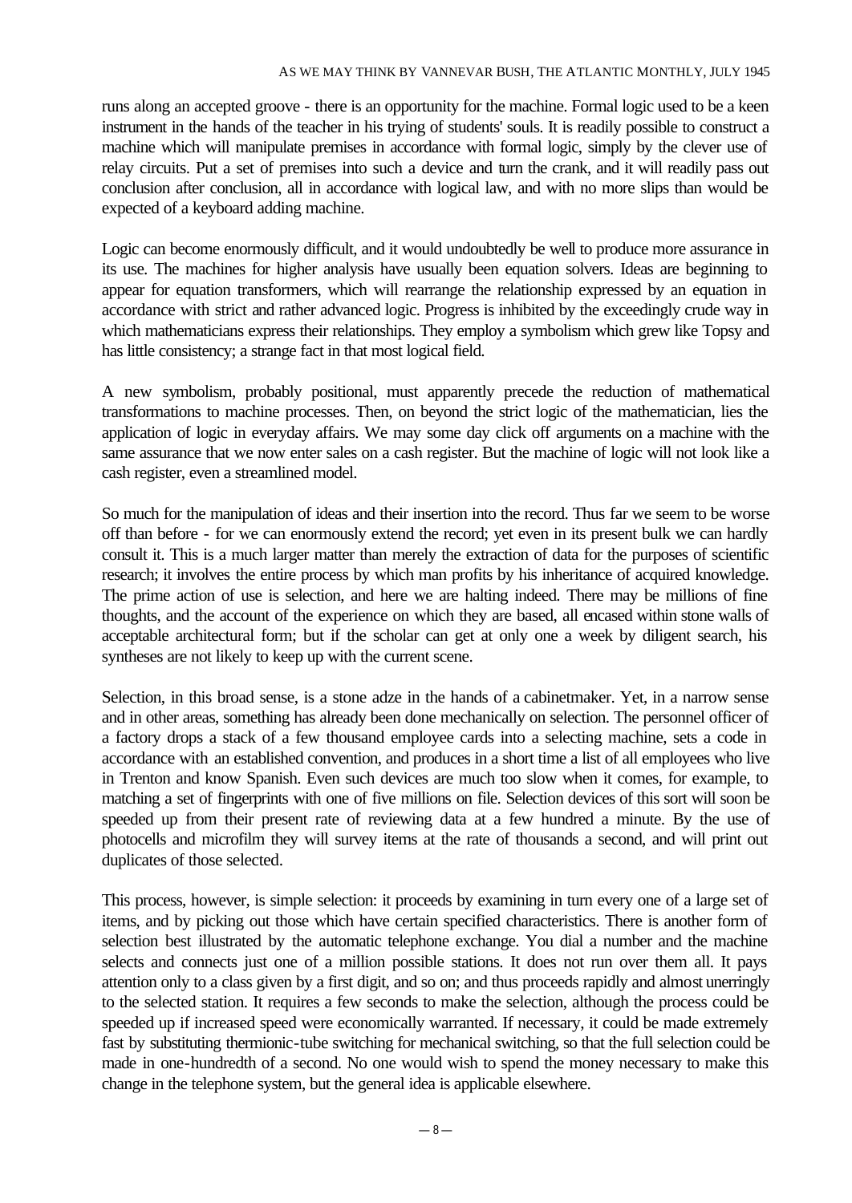runs along an accepted groove - there is an opportunity for the machine. Formal logic used to be a keen instrument in the hands of the teacher in his trying of students' souls. It is readily possible to construct a machine which will manipulate premises in accordance with formal logic, simply by the clever use of relay circuits. Put a set of premises into such a device and turn the crank, and it will readily pass out conclusion after conclusion, all in accordance with logical law, and with no more slips than would be expected of a keyboard adding machine.

Logic can become enormously difficult, and it would undoubtedly be well to produce more assurance in its use. The machines for higher analysis have usually been equation solvers. Ideas are beginning to appear for equation transformers, which will rearrange the relationship expressed by an equation in accordance with strict and rather advanced logic. Progress is inhibited by the exceedingly crude way in which mathematicians express their relationships. They employ a symbolism which grew like Topsy and has little consistency; a strange fact in that most logical field.

A new symbolism, probably positional, must apparently precede the reduction of mathematical transformations to machine processes. Then, on beyond the strict logic of the mathematician, lies the application of logic in everyday affairs. We may some day click off arguments on a machine with the same assurance that we now enter sales on a cash register. But the machine of logic will not look like a cash register, even a streamlined model.

So much for the manipulation of ideas and their insertion into the record. Thus far we seem to be worse off than before - for we can enormously extend the record; yet even in its present bulk we can hardly consult it. This is a much larger matter than merely the extraction of data for the purposes of scientific research; it involves the entire process by which man profits by his inheritance of acquired knowledge. The prime action of use is selection, and here we are halting indeed. There may be millions of fine thoughts, and the account of the experience on which they are based, all encased within stone walls of acceptable architectural form; but if the scholar can get at only one a week by diligent search, his syntheses are not likely to keep up with the current scene.

Selection, in this broad sense, is a stone adze in the hands of a cabinetmaker. Yet, in a narrow sense and in other areas, something has already been done mechanically on selection. The personnel officer of a factory drops a stack of a few thousand employee cards into a selecting machine, sets a code in accordance with an established convention, and produces in a short time a list of all employees who live in Trenton and know Spanish. Even such devices are much too slow when it comes, for example, to matching a set of fingerprints with one of five millions on file. Selection devices of this sort will soon be speeded up from their present rate of reviewing data at a few hundred a minute. By the use of photocells and microfilm they will survey items at the rate of thousands a second, and will print out duplicates of those selected.

This process, however, is simple selection: it proceeds by examining in turn every one of a large set of items, and by picking out those which have certain specified characteristics. There is another form of selection best illustrated by the automatic telephone exchange. You dial a number and the machine selects and connects just one of a million possible stations. It does not run over them all. It pays attention only to a class given by a first digit, and so on; and thus proceeds rapidly and almost unerringly to the selected station. It requires a few seconds to make the selection, although the process could be speeded up if increased speed were economically warranted. If necessary, it could be made extremely fast by substituting thermionic-tube switching for mechanical switching, so that the full selection could be made in one-hundredth of a second. No one would wish to spend the money necessary to make this change in the telephone system, but the general idea is applicable elsewhere.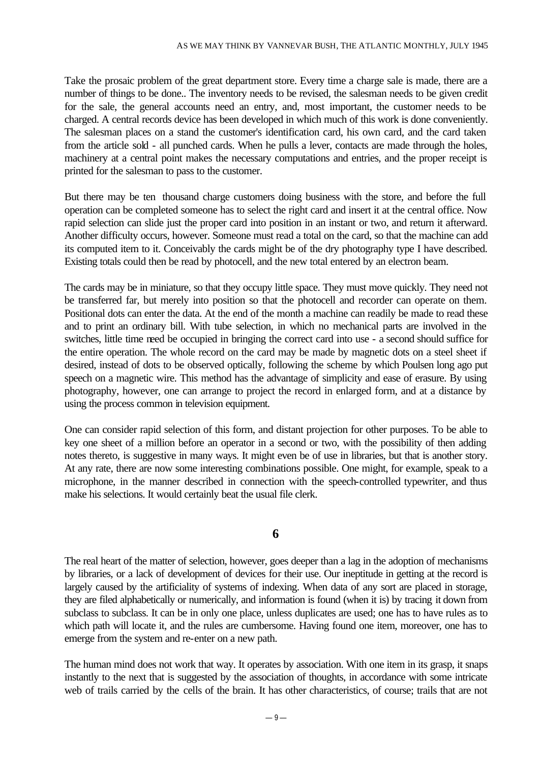Take the prosaic problem of the great department store. Every time a charge sale is made, there are a number of things to be done.. The inventory needs to be revised, the salesman needs to be given credit for the sale, the general accounts need an entry, and, most important, the customer needs to be charged. A central records device has been developed in which much of this work is done conveniently. The salesman places on a stand the customer's identification card, his own card, and the card taken from the article sold - all punched cards. When he pulls a lever, contacts are made through the holes, machinery at a central point makes the necessary computations and entries, and the proper receipt is printed for the salesman to pass to the customer.

But there may be ten thousand charge customers doing business with the store, and before the full operation can be completed someone has to select the right card and insert it at the central office. Now rapid selection can slide just the proper card into position in an instant or two, and return it afterward. Another difficulty occurs, however. Someone must read a total on the card, so that the machine can add its computed item to it. Conceivably the cards might be of the dry photography type I have described. Existing totals could then be read by photocell, and the new total entered by an electron beam.

The cards may be in miniature, so that they occupy little space. They must move quickly. They need not be transferred far, but merely into position so that the photocell and recorder can operate on them. Positional dots can enter the data. At the end of the month a machine can readily be made to read these and to print an ordinary bill. With tube selection, in which no mechanical parts are involved in the switches, little time need be occupied in bringing the correct card into use - a second should suffice for the entire operation. The whole record on the card may be made by magnetic dots on a steel sheet if desired, instead of dots to be observed optically, following the scheme by which Poulsen long ago put speech on a magnetic wire. This method has the advantage of simplicity and ease of erasure. By using photography, however, one can arrange to project the record in enlarged form, and at a distance by using the process common in television equipment.

One can consider rapid selection of this form, and distant projection for other purposes. To be able to key one sheet of a million before an operator in a second or two, with the possibility of then adding notes thereto, is suggestive in many ways. It might even be of use in libraries, but that is another story. At any rate, there are now some interesting combinations possible. One might, for example, speak to a microphone, in the manner described in connection with the speech-controlled typewriter, and thus make his selections. It would certainly beat the usual file clerk.

## 6

The real heart of the matter of selection, however, goes deeper than a lag in the adoption of mechanisms by libraries, or a lack of development of devices for their use. Our ineptitude in getting at the record is largely caused by the artificiality of systems of indexing. When data of any sort are placed in storage, they are filed alphabetically or numerically, and information is found (when it is) by tracing it down from subclass to subclass. It can be in only one place, unless duplicates are used; one has to have rules as to which path will locate it, and the rules are cumbersome. Having found one item, moreover, one has to emerge from the system and re-enter on a new path.

The human mind does not work that way. It operates by association. With one item in its grasp, it snaps instantly to the next that is suggested by the association of thoughts, in accordance with some intricate web of trails carried by the cells of the brain. It has other characteristics, of course; trails that are not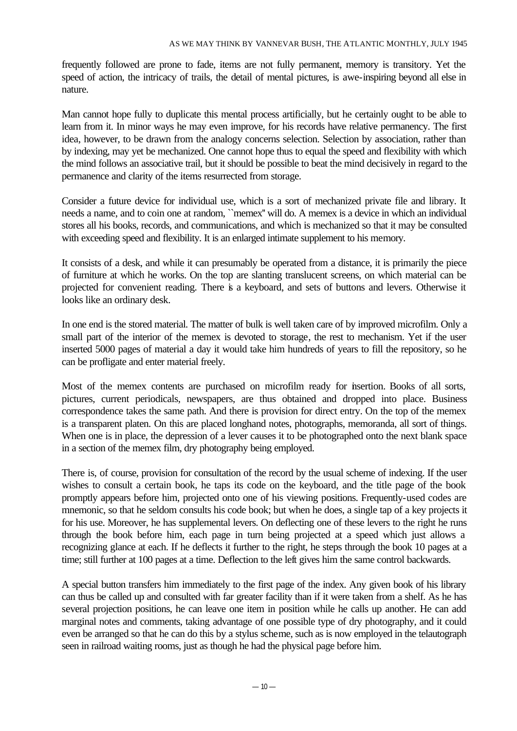frequently followed are prone to fade, items are not fully permanent, memory is transitory. Yet the speed of action, the intricacy of trails, the detail of mental pictures, is awe-inspiring beyond all else in nature.

Man cannot hope fully to duplicate this mental process artificially, but he certainly ought to be able to learn from it. In minor ways he may even improve, for his records have relative permanency. The first idea, however, to be drawn from the analogy concerns selection. Selection by association, rather than by indexing, may yet be mechanized. One cannot hope thus to equal the speed and flexibility with which the mind follows an associative trail, but it should be possible to beat the mind decisively in regard to the permanence and clarity of the items resurrected from storage.

Consider a future device for individual use, which is a sort of mechanized private file and library. It needs a name, and to coin one at random, ``memex'' will do. A memex is a device in which an individual stores all his books, records, and communications, and which is mechanized so that it may be consulted with exceeding speed and flexibility. It is an enlarged intimate supplement to his memory.

It consists of a desk, and while it can presumably be operated from a distance, it is primarily the piece of furniture at which he works. On the top are slanting translucent screens, on which material can be projected for convenient reading. There is a keyboard, and sets of buttons and levers. Otherwise it looks like an ordinary desk.

In one end is the stored material. The matter of bulk is well taken care of by improved microfilm. Only a small part of the interior of the memex is devoted to storage, the rest to mechanism. Yet if the user inserted 5000 pages of material a day it would take him hundreds of years to fill the repository, so he can be profligate and enter material freely.

Most of the memex contents are purchased on microfilm ready for insertion. Books of all sorts, pictures, current periodicals, newspapers, are thus obtained and dropped into place. Business correspondence takes the same path. And there is provision for direct entry. On the top of the memex is a transparent platen. On this are placed longhand notes, photographs, memoranda, all sort of things. When one is in place, the depression of a lever causes it to be photographed onto the next blank space in a section of the memex film, dry photography being employed.

There is, of course, provision for consultation of the record by the usual scheme of indexing. If the user wishes to consult a certain book, he taps its code on the keyboard, and the title page of the book promptly appears before him, projected onto one of his viewing positions. Frequently-used codes are mnemonic, so that he seldom consults his code book; but when he does, a single tap of a key projects it for his use. Moreover, he has supplemental levers. On deflecting one of these levers to the right he runs through the book before him, each page in turn being projected at a speed which just allows a recognizing glance at each. If he deflects it further to the right, he steps through the book 10 pages at a time; still further at 100 pages at a time. Deflection to the left gives him the same control backwards.

A special button transfers him immediately to the first page of the index. Any given book of his library can thus be called up and consulted with far greater facility than if it were taken from a shelf. As he has several projection positions, he can leave one item in position while he calls up another. He can add marginal notes and comments, taking advantage of one possible type of dry photography, and it could even be arranged so that he can do this by a stylus scheme, such as is now employed in the telautograph seen in railroad waiting rooms, just as though he had the physical page before him.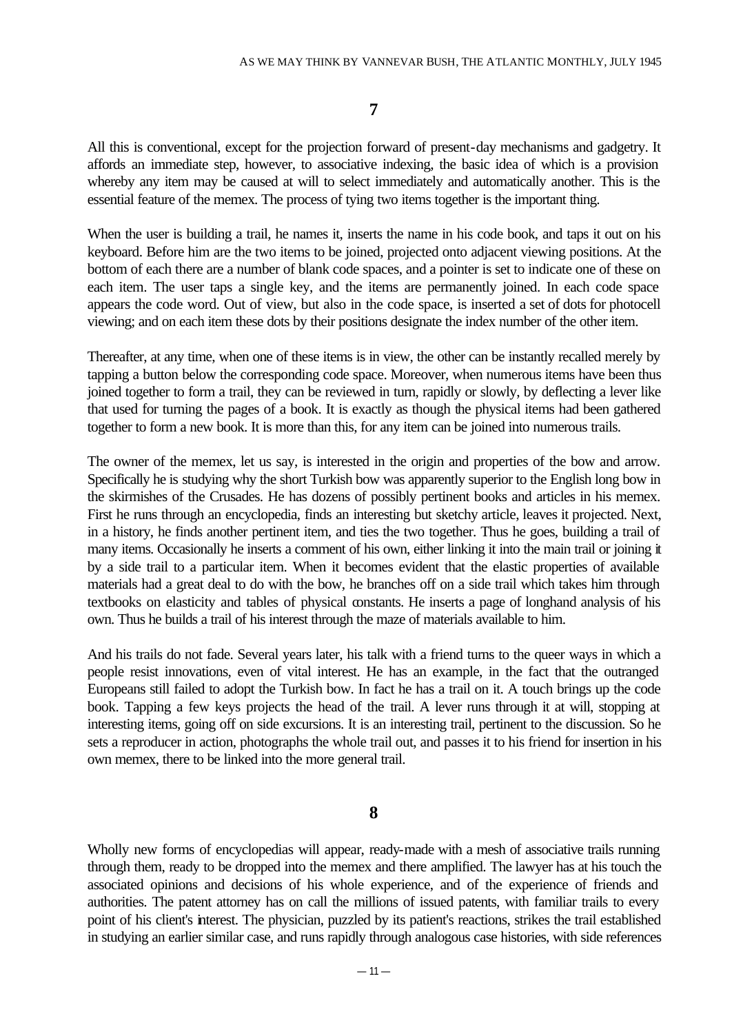## 7

All this is conventional, except for the projection forward of present-day mechanisms and gadgetry. It affords an immediate step, however, to associative indexing, the basic idea of which is a provision whereby any item may be caused at will to select immediately and automatically another. This is the essential feature of the memex. The process of tying two items together is the important thing.

When the user is building a trail, he names it, inserts the name in his code book, and taps it out on his keyboard. Before him are the two items to be joined, projected onto adjacent viewing positions. At the bottom of each there are a number of blank code spaces, and a pointer is set to indicate one of these on each item. The user taps a single key, and the items are permanently joined. In each code space appears the code word. Out of view, but also in the code space, is inserted a set of dots for photocell viewing; and on each item these dots by their positions designate the index number of the other item.

Thereafter, at any time, when one of these items is in view, the other can be instantly recalled merely by tapping a button below the corresponding code space. Moreover, when numerous items have been thus joined together to form a trail, they can be reviewed in turn, rapidly or slowly, by deflecting a lever like that used for turning the pages of a book. It is exactly as though the physical items had been gathered together to form a new book. It is more than this, for any item can be joined into numerous trails.

The owner of the memex, let us say, is interested in the origin and properties of the bow and arrow. Specifically he is studying why the short Turkish bow was apparently superior to the English long bow in the skirmishes of the Crusades. He has dozens of possibly pertinent books and articles in his memex. First he runs through an encyclopedia, finds an interesting but sketchy article, leaves it projected. Next, in a history, he finds another pertinent item, and ties the two together. Thus he goes, building a trail of many items. Occasionally he inserts a comment of his own, either linking it into the main trail or joining it by a side trail to a particular item. When it becomes evident that the elastic properties of available materials had a great deal to do with the bow, he branches off on a side trail which takes him through textbooks on elasticity and tables of physical constants. He inserts a page of longhand analysis of his own. Thus he builds a trail of his interest through the maze of materials available to him.

And his trails do not fade. Several years later, his talk with a friend turns to the queer ways in which a people resist innovations, even of vital interest. He has an example, in the fact that the outranged Europeans still failed to adopt the Turkish bow. In fact he has a trail on it. A touch brings up the code book. Tapping a few keys projects the head of the trail. A lever runs through it at will, stopping at interesting items, going off on side excursions. It is an interesting trail, pertinent to the discussion. So he sets a reproducer in action, photographs the whole trail out, and passes it to his friend for insertion in his own memex, there to be linked into the more general trail.

## 8

Wholly new forms of encyclopedias will appear, ready-made with a mesh of associative trails running through them, ready to be dropped into the memex and there amplified. The lawyer has at his touch the associated opinions and decisions of his whole experience, and of the experience of friends and authorities. The patent attorney has on call the millions of issued patents, with familiar trails to every point of his client's interest. The physician, puzzled by its patient's reactions, strikes the trail established in studying an earlier similar case, and runs rapidly through analogous case histories, with side references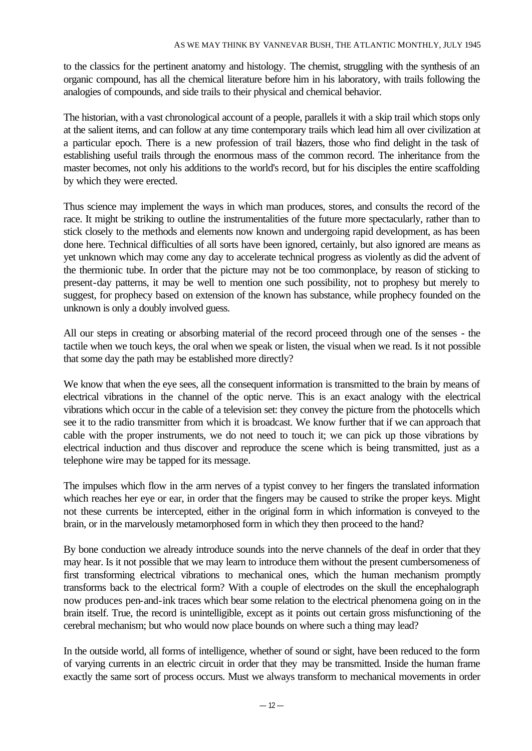to the classics for the pertinent anatomy and histology. The chemist, struggling with the synthesis of an organic compound, has all the chemical literature before him in his laboratory, with trails following the analogies of compounds, and side trails to their physical and chemical behavior.

The historian, with a vast chronological account of a people, parallels it with a skip trail which stops only at the salient items, and can follow at any time contemporary trails which lead him all over civilization at a particular epoch. There is a new profession of trail blazers, those who find delight in the task of establishing useful trails through the enormous mass of the common record. The inheritance from the master becomes, not only his additions to the world's record, but for his disciples the entire scaffolding by which they were erected.

Thus science may implement the ways in which man produces, stores, and consults the record of the race. It might be striking to outline the instrumentalities of the future more spectacularly, rather than to stick closely to the methods and elements now known and undergoing rapid development, as has been done here. Technical difficulties of all sorts have been ignored, certainly, but also ignored are means as yet unknown which may come any day to accelerate technical progress as violently as did the advent of the thermionic tube. In order that the picture may not be too commonplace, by reason of sticking to present-day patterns, it may be well to mention one such possibility, not to prophesy but merely to suggest, for prophecy based on extension of the known has substance, while prophecy founded on the unknown is only a doubly involved guess.

All our steps in creating or absorbing material of the record proceed through one of the senses - the tactile when we touch keys, the oral when we speak or listen, the visual when we read. Is it not possible that some day the path may be established more directly?

We know that when the eye sees, all the consequent information is transmitted to the brain by means of electrical vibrations in the channel of the optic nerve. This is an exact analogy with the electrical vibrations which occur in the cable of a television set: they convey the picture from the photocells which see it to the radio transmitter from which it is broadcast. We know further that if we can approach that cable with the proper instruments, we do not need to touch it; we can pick up those vibrations by electrical induction and thus discover and reproduce the scene which is being transmitted, just as a telephone wire may be tapped for its message.

The impulses which flow in the arm nerves of a typist convey to her fingers the translated information which reaches her eye or ear, in order that the fingers may be caused to strike the proper keys. Might not these currents be intercepted, either in the original form in which information is conveyed to the brain, or in the marvelously metamorphosed form in which they then proceed to the hand?

By bone conduction we already introduce sounds into the nerve channels of the deaf in order that they may hear. Is it not possible that we may learn to introduce them without the present cumbersomeness of first transforming electrical vibrations to mechanical ones, which the human mechanism promptly transforms back to the electrical form? With a couple of electrodes on the skull the encephalograph now produces pen-and-ink traces which bear some relation to the electrical phenomena going on in the brain itself. True, the record is unintelligible, except as it points out certain gross misfunctioning of the cerebral mechanism; but who would now place bounds on where such a thing may lead?

In the outside world, all forms of intelligence, whether of sound or sight, have been reduced to the form of varying currents in an electric circuit in order that they may be transmitted. Inside the human frame exactly the same sort of process occurs. Must we always transform to mechanical movements in order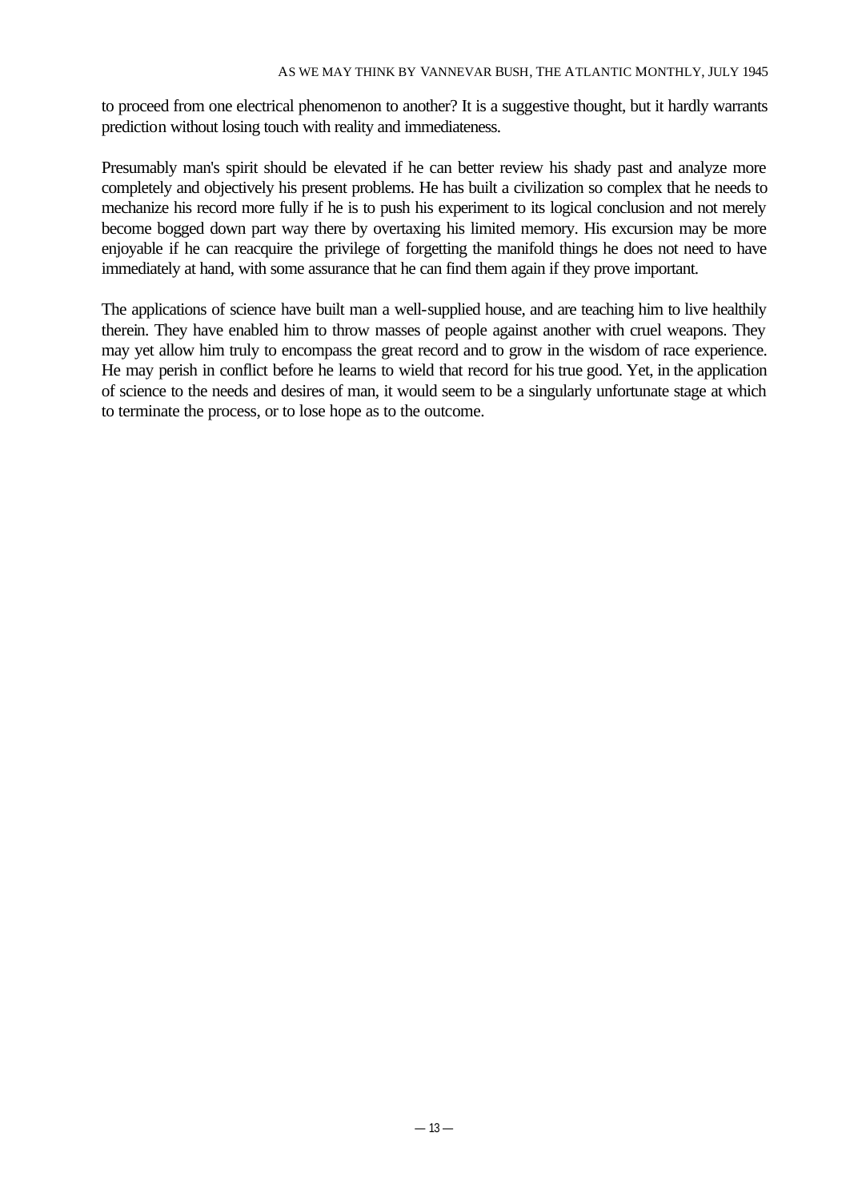to proceed from one electrical phenomenon to another? It is a suggestive thought, but it hardly warrants prediction without losing touch with reality and immediateness.

Presumably man's spirit should be elevated if he can better review his shady past and analyze more completely and objectively his present problems. He has built a civilization so complex that he needs to mechanize his record more fully if he is to push his experiment to its logical conclusion and not merely become bogged down part way there by overtaxing his limited memory. His excursion may be more enjoyable if he can reacquire the privilege of forgetting the manifold things he does not need to have immediately at hand, with some assurance that he can find them again if they prove important.

The applications of science have built man a well-supplied house, and are teaching him to live healthily therein. They have enabled him to throw masses of people against another with cruel weapons. They may yet allow him truly to encompass the great record and to grow in the wisdom of race experience. He may perish in conflict before he learns to wield that record for his true good. Yet, in the application of science to the needs and desires of man, it would seem to be a singularly unfortunate stage at which to terminate the process, or to lose hope as to the outcome.